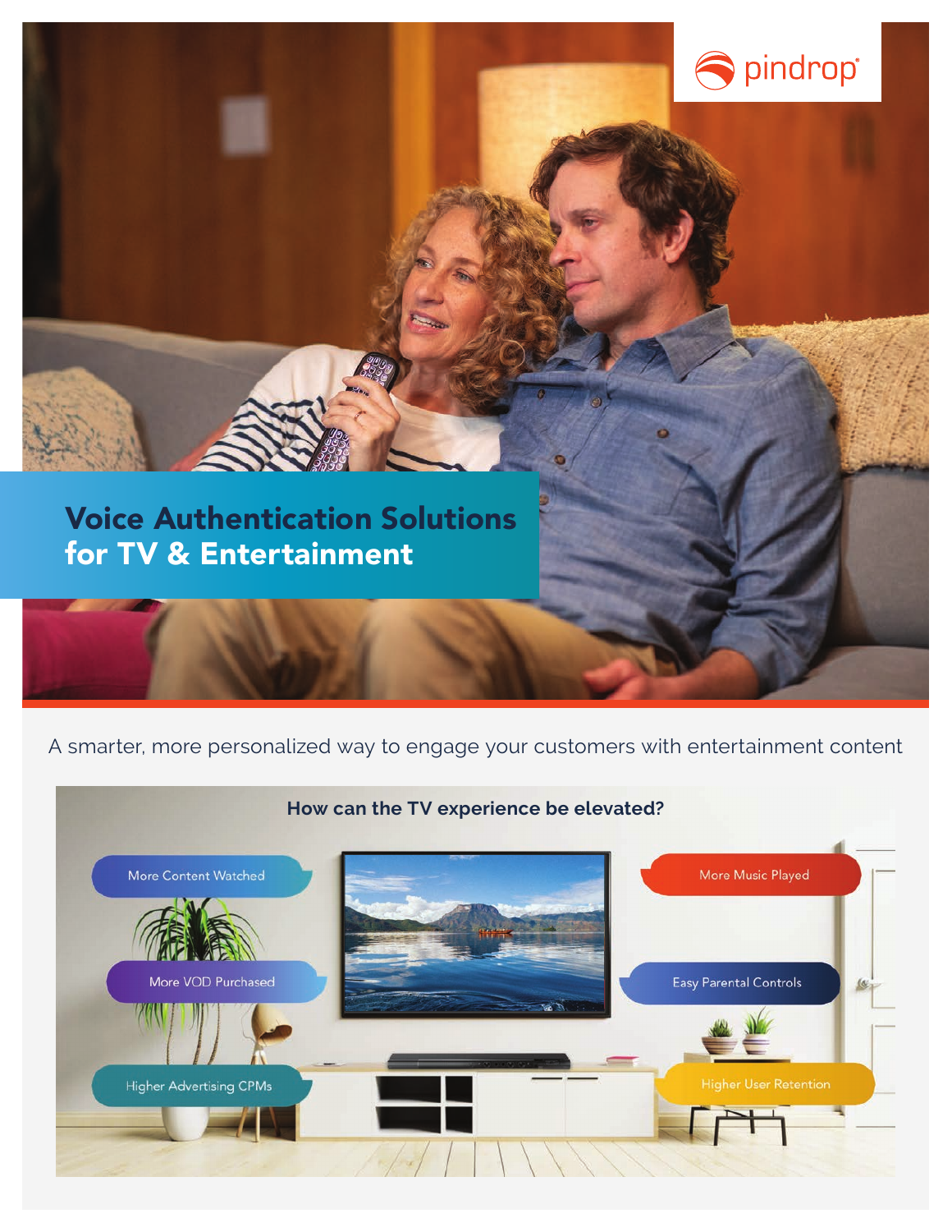pindrop

# Voice Authentication Solutions for TV & Entertainment

A smarter, more personalized way to engage your customers with entertainment content

## How can the TV experience be elevated?

- More Content Watched
- More VOD Purchased
- Higher Advertising CPMs
- More Music Played
- Easy Parental Controls
- Higher User Retention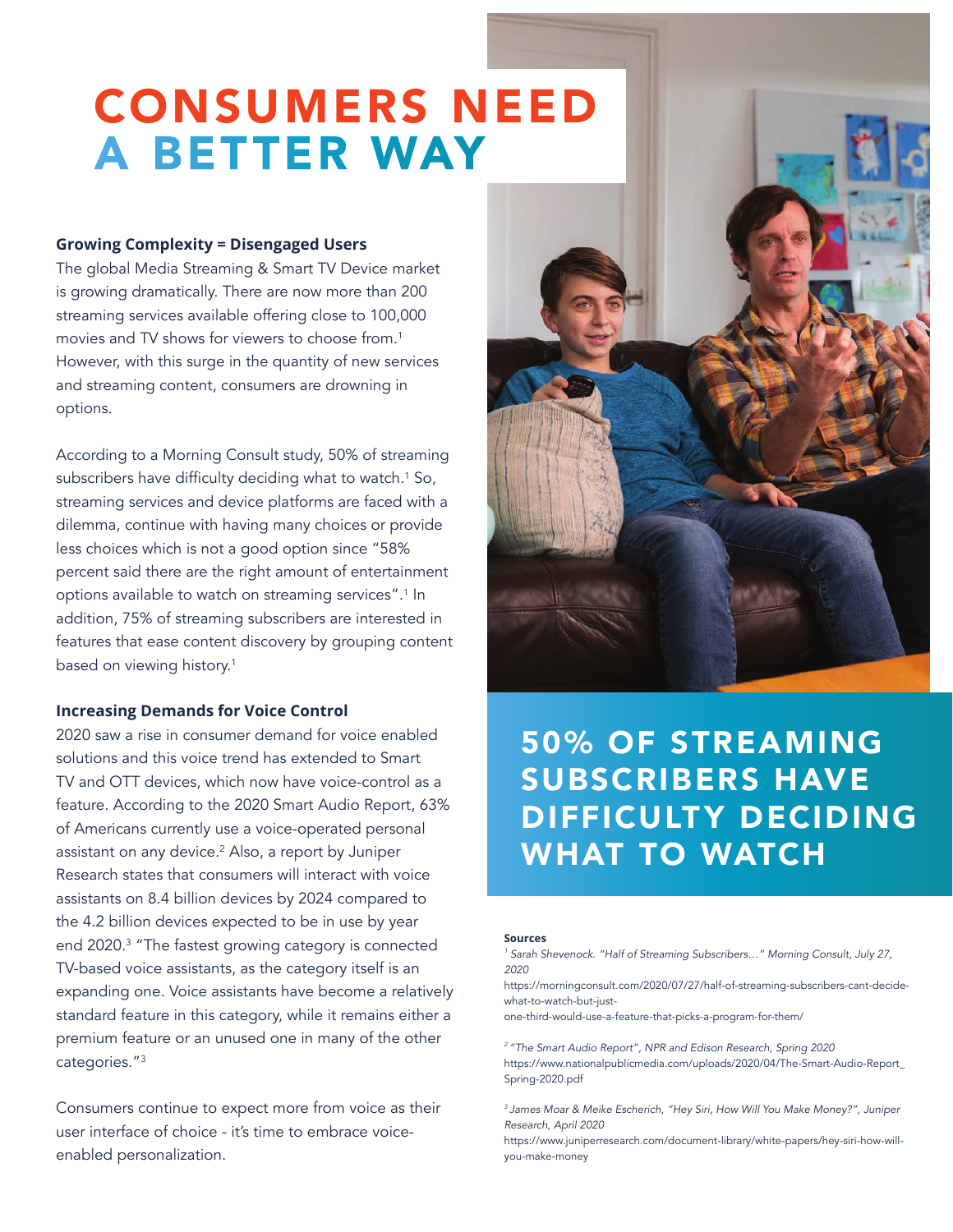# CONSUMERS NEED A BETTER WAY

**Growing Complexity = Disengaged Users**

The global Media Streaming & Smart TV Device market is growing dramatically. There are now more than 200 streaming services available offering close to 100,000 movies and TV shows for viewers to choose from.[1] However, with this surge in the quantity of new services and streaming content, consumers are drowning in options.

According to a Morning Consult study, 50% of streaming subscribers have difficulty deciding what to watch.[1] So, streaming services and device platforms are faced with a dilemma, continue with having many choices or provide less choices which is not a good option since "58% percent said there are the right amount of entertainment options available to watch on streaming services".[1] In addition, 75% of streaming subscribers are interested in features that ease content discovery by grouping content based on viewing history.[1]

**Increasing Demands for Voice Control**

2020 saw a rise in consumer demand for voice enabled solutions and this voice trend has extended to Smart TV and OTT devices, which now have voice-control as a feature. According to the 2020 Smart Audio Report, 63% of Americans currently use a voice-operated personal assistant on any device.[2] Also, a report by Juniper Research states that consumers will interact with voice assistants on 8.4 billion devices by 2024 compared to the 4.2 billion devices expected to be in use by year end 2020.[3] "The fastest growing category is connected TV-based voice assistants, as the category itself is an expanding one. Voice assistants have become a relatively standard feature in this category, while it remains either a premium feature or an unused one in many of the other categories."[3]

Consumers continue to expect more from voice as their user interface of choice - it's time to embrace voice-enabled personalization.

## 50% OF STREAMING SUBSCRIBERS HAVE DIFFICULTY DECIDING WHAT TO WATCH

**Sources**

[1] *Sarah Shevenock. "Half of Streaming Subscribers…" Morning Consult, July 27, 2020*
https://morningconsult.com/2020/07/27/half-of-streaming-subscribers-cant-decide-what-to-watch-but-just-one-third-would-use-a-feature-that-picks-a-program-for-them/

[2] *"The Smart Audio Report", NPR and Edison Research, Spring 2020*
https://www.nationalpublicmedia.com/uploads/2020/04/The-Smart-Audio-Report_Spring-2020.pdf

[3] *James Moar & Meike Escherich, "Hey Siri, How Will You Make Money?", Juniper Research, April 2020*
https://www.juniperresearch.com/document-library/white-papers/hey-siri-how-will-you-make-money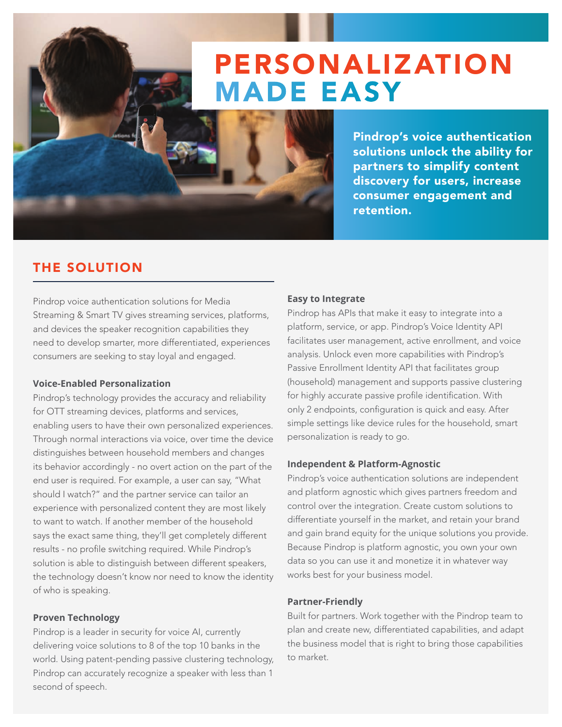# PERSONALIZATION MADE EASY

**Pindrop's voice authentication solutions unlock the ability for partners to simplify content discovery for users, increase consumer engagement and retention.**

## THE SOLUTION

Pindrop voice authentication solutions for Media Streaming & Smart TV gives streaming services, platforms, and devices the speaker recognition capabilities they need to develop smarter, more differentiated, experiences consumers are seeking to stay loyal and engaged.

### Voice-Enabled Personalization

Pindrop's technology provides the accuracy and reliability for OTT streaming devices, platforms and services, enabling users to have their own personalized experiences. Through normal interactions via voice, over time the device distinguishes between household members and changes its behavior accordingly - no overt action on the part of the end user is required. For example, a user can say, "What should I watch?" and the partner service can tailor an experience with personalized content they are most likely to want to watch. If another member of the household says the exact same thing, they'll get completely different results - no profile switching required. While Pindrop's solution is able to distinguish between different speakers, the technology doesn't know nor need to know the identity of who is speaking.

### Proven Technology

Pindrop is a leader in security for voice AI, currently delivering voice solutions to 8 of the top 10 banks in the world. Using patent-pending passive clustering technology, Pindrop can accurately recognize a speaker with less than 1 second of speech.

### Easy to Integrate

Pindrop has APIs that make it easy to integrate into a platform, service, or app. Pindrop's Voice Identity API facilitates user management, active enrollment, and voice analysis. Unlock even more capabilities with Pindrop's Passive Enrollment Identity API that facilitates group (household) management and supports passive clustering for highly accurate passive profile identification. With only 2 endpoints, configuration is quick and easy. After simple settings like device rules for the household, smart personalization is ready to go.

### Independent & Platform-Agnostic

Pindrop's voice authentication solutions are independent and platform agnostic which gives partners freedom and control over the integration. Create custom solutions to differentiate yourself in the market, and retain your brand and gain brand equity for the unique solutions you provide. Because Pindrop is platform agnostic, you own your own data so you can use it and monetize it in whatever way works best for your business model.

### Partner-Friendly

Built for partners. Work together with the Pindrop team to plan and create new, differentiated capabilities, and adapt the business model that is right to bring those capabilities to market.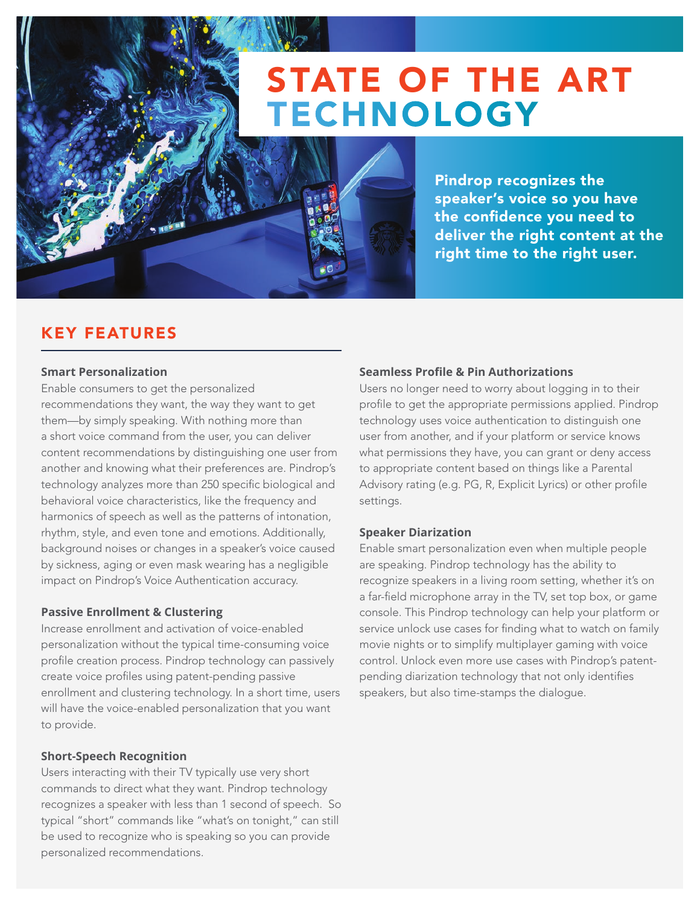# STATE OF THE ART TECHNOLOGY

**Pindrop recognizes the speaker's voice so you have the confidence you need to deliver the right content at the right time to the right user.**

## KEY FEATURES

**Smart Personalization**

Enable consumers to get the personalized recommendations they want, the way they want to get them—by simply speaking. With nothing more than a short voice command from the user, you can deliver content recommendations by distinguishing one user from another and knowing what their preferences are. Pindrop's technology analyzes more than 250 specific biological and behavioral voice characteristics, like the frequency and harmonics of speech as well as the patterns of intonation, rhythm, style, and even tone and emotions. Additionally, background noises or changes in a speaker's voice caused by sickness, aging or even mask wearing has a negligible impact on Pindrop's Voice Authentication accuracy.

**Passive Enrollment & Clustering**

Increase enrollment and activation of voice-enabled personalization without the typical time-consuming voice profile creation process. Pindrop technology can passively create voice profiles using patent-pending passive enrollment and clustering technology. In a short time, users will have the voice-enabled personalization that you want to provide.

**Short-Speech Recognition**

Users interacting with their TV typically use very short commands to direct what they want. Pindrop technology recognizes a speaker with less than 1 second of speech. So typical "short" commands like "what's on tonight," can still be used to recognize who is speaking so you can provide personalized recommendations.

**Seamless Profile & Pin Authorizations**

Users no longer need to worry about logging in to their profile to get the appropriate permissions applied. Pindrop technology uses voice authentication to distinguish one user from another, and if your platform or service knows what permissions they have, you can grant or deny access to appropriate content based on things like a Parental Advisory rating (e.g. PG, R, Explicit Lyrics) or other profile settings.

**Speaker Diarization**

Enable smart personalization even when multiple people are speaking. Pindrop technology has the ability to recognize speakers in a living room setting, whether it's on a far-field microphone array in the TV, set top box, or game console. This Pindrop technology can help your platform or service unlock use cases for finding what to watch on family movie nights or to simplify multiplayer gaming with voice control. Unlock even more use cases with Pindrop's patent-pending diarization technology that not only identifies speakers, but also time-stamps the dialogue.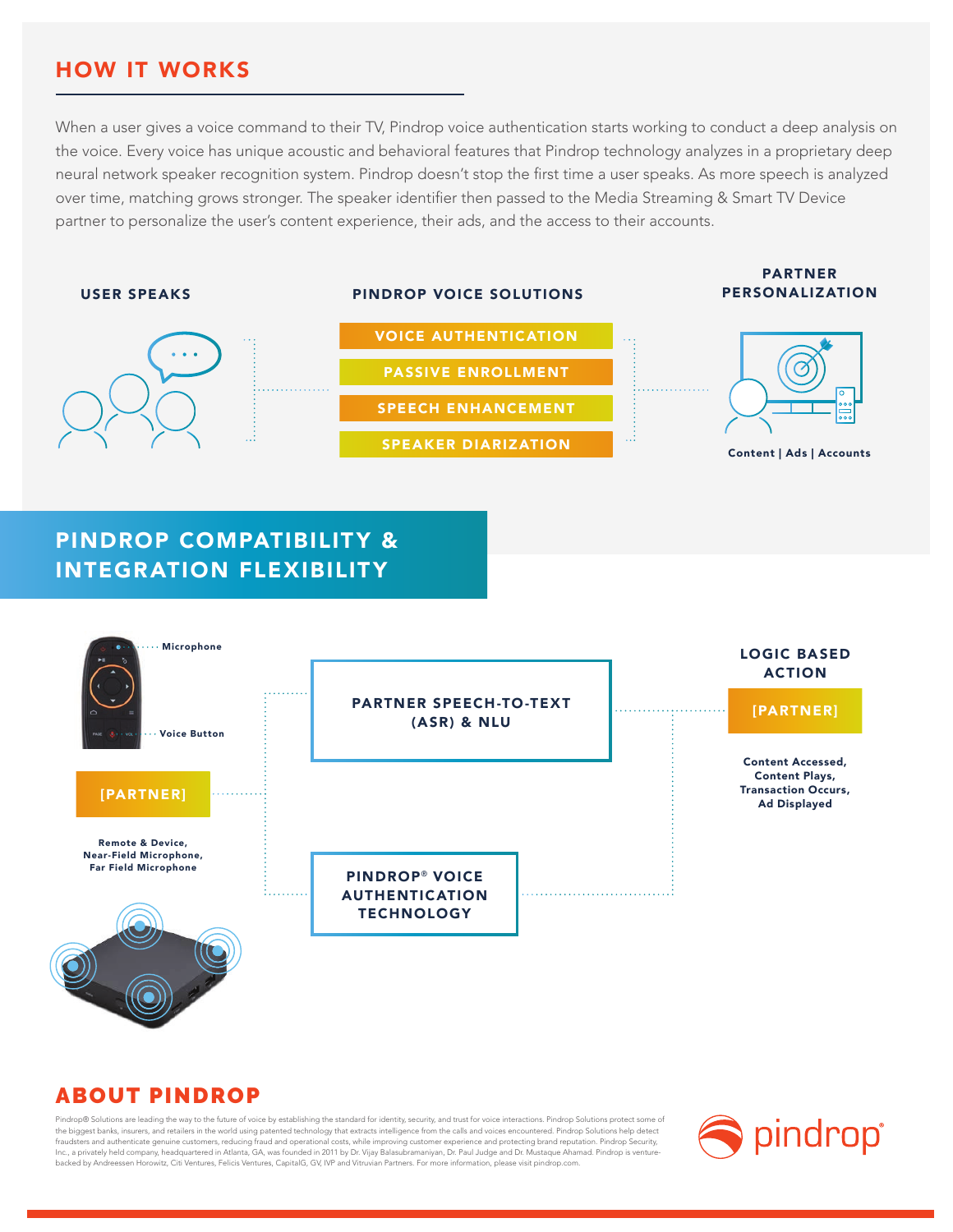## HOW IT WORKS

When a user gives a voice command to their TV, Pindrop voice authentication starts working to conduct a deep analysis on the voice. Every voice has unique acoustic and behavioral features that Pindrop technology analyzes in a proprietary deep neural network speaker recognition system. Pindrop doesn't stop the first time a user speaks. As more speech is analyzed over time, matching grows stronger. The speaker identifier then passed to the Media Streaming & Smart TV Device partner to personalize the user's content experience, their ads, and the access to their accounts.

**USER SPEAKS**

**PINDROP VOICE SOLUTIONS**

VOICE AUTHENTICATION

PASSIVE ENROLLMENT

SPEECH ENHANCEMENT

SPEAKER DIARIZATION

**PARTNER PERSONALIZATION**

Content | Ads | Accounts

## PINDROP COMPATIBILITY & INTEGRATION FLEXIBILITY

Microphone

Voice Button

[PARTNER]

Remote & Device, Near-Field Microphone, Far Field Microphone

PARTNER SPEECH-TO-TEXT (ASR) & NLU

PINDROP® VOICE AUTHENTICATION TECHNOLOGY

**LOGIC BASED ACTION**

[PARTNER]

Content Accessed, Content Plays, Transaction Occurs, Ad Displayed

## ABOUT PINDROP

Pindrop® Solutions are leading the way to the future of voice by establishing the standard for identity, security, and trust for voice interactions. Pindrop Solutions protect some of the biggest banks, insurers, and retailers in the world using patented technology that extracts intelligence from the calls and voices encountered. Pindrop Solutions help detect fraudsters and authenticate genuine customers, reducing fraud and operational costs, while improving customer experience and protecting brand reputation. Pindrop Security, Inc., a privately held company, headquartered in Atlanta, GA, was founded in 2011 by Dr. Vijay Balasubramaniyan, Dr. Paul Judge and Dr. Mustaque Ahamad. Pindrop is venture-backed by Andreessen Horowitz, Citi Ventures, Felicis Ventures, CapitalG, GV, IVP and Vitruvian Partners. For more information, please visit pindrop.com.

pindrop®